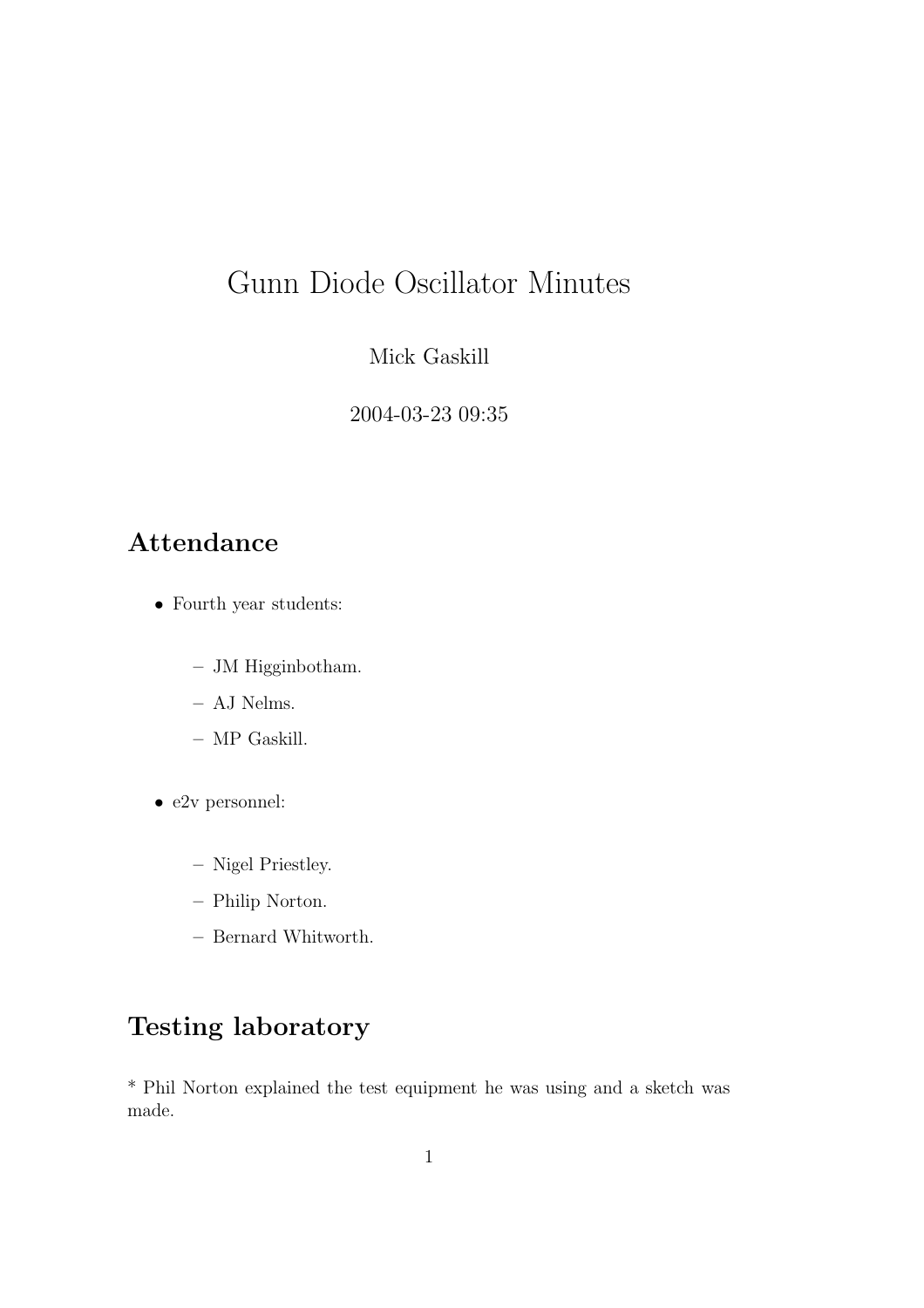# Gunn Diode Oscillator Minutes

Mick Gaskill

2004-03-23 09:35

## Attendance

- Fourth year students:
  - JM Higginbotham.
  - AJ Nelms.
  - MP Gaskill.
- e2v personnel:
  - Nigel Priestley.
  - Philip Norton.
  - Bernard Whitworth.

## Testing laboratory

* Phil Norton explained the test equipment he was using and a sketch was made.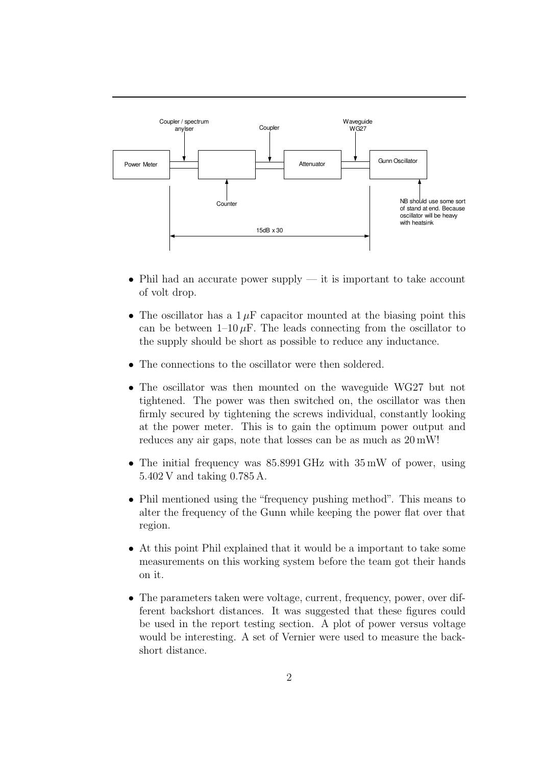Power Meter — Coupler / spectrum anylser — [ ] — Coupler — Attenuator — Waveguide WG27 — Gunn Oscillator

Counter

15dB x 30

NB should use some sort of stand at end. Because oscillator will be heavy with heatsink

- Phil had an accurate power supply — it is important to take account of volt drop.
- The oscillator has a 1 $\mu$F capacitor mounted at the biasing point this can be between 1–10 $\mu$F. The leads connecting from the oscillator to the supply should be short as possible to reduce any inductance.
- The connections to the oscillator were then soldered.
- The oscillator was then mounted on the waveguide WG27 but not tightened. The power was then switched on, the oscillator was then firmly secured by tightening the screws individual, constantly looking at the power meter. This is to gain the optimum power output and reduces any air gaps, note that losses can be as much as 20 mW!
- The initial frequency was 85.8991 GHz with 35 mW of power, using 5.402 V and taking 0.785 A.
- Phil mentioned using the "frequency pushing method". This means to alter the frequency of the Gunn while keeping the power flat over that region.
- At this point Phil explained that it would be a important to take some measurements on this working system before the team got their hands on it.
- The parameters taken were voltage, current, frequency, power, over different backshort distances. It was suggested that these figures could be used in the report testing section. A plot of power versus voltage would be interesting. A set of Vernier were used to measure the backshort distance.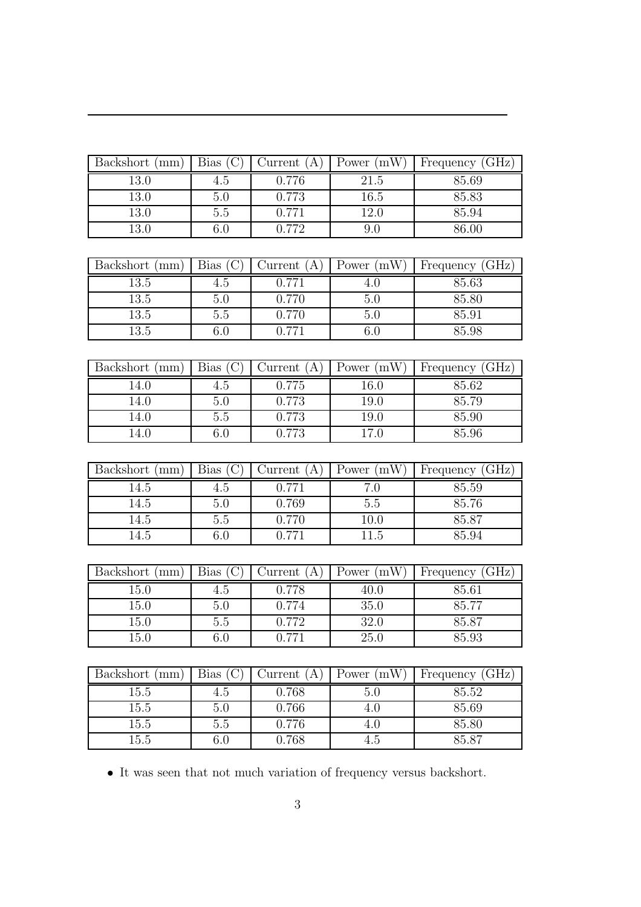---

| Backshort (mm) | Bias (C) | Current (A) | Power (mW) | Frequency (GHz) |
|---|---|---|---|---|
| 13.0 | 4.5 | 0.776 | 21.5 | 85.69 |
| 13.0 | 5.0 | 0.773 | 16.5 | 85.83 |
| 13.0 | 5.5 | 0.771 | 12.0 | 85.94 |
| 13.0 | 6.0 | 0.772 | 9.0 | 86.00 |

| Backshort (mm) | Bias (C) | Current (A) | Power (mW) | Frequency (GHz) |
|---|---|---|---|---|
| 13.5 | 4.5 | 0.771 | 4.0 | 85.63 |
| 13.5 | 5.0 | 0.770 | 5.0 | 85.80 |
| 13.5 | 5.5 | 0.770 | 5.0 | 85.91 |
| 13.5 | 6.0 | 0.771 | 6.0 | 85.98 |

| Backshort (mm) | Bias (C) | Current (A) | Power (mW) | Frequency (GHz) |
|---|---|---|---|---|
| 14.0 | 4.5 | 0.775 | 16.0 | 85.62 |
| 14.0 | 5.0 | 0.773 | 19.0 | 85.79 |
| 14.0 | 5.5 | 0.773 | 19.0 | 85.90 |
| 14.0 | 6.0 | 0.773 | 17.0 | 85.96 |

| Backshort (mm) | Bias (C) | Current (A) | Power (mW) | Frequency (GHz) |
|---|---|---|---|---|
| 14.5 | 4.5 | 0.771 | 7.0 | 85.59 |
| 14.5 | 5.0 | 0.769 | 5.5 | 85.76 |
| 14.5 | 5.5 | 0.770 | 10.0 | 85.87 |
| 14.5 | 6.0 | 0.771 | 11.5 | 85.94 |

| Backshort (mm) | Bias (C) | Current (A) | Power (mW) | Frequency (GHz) |
|---|---|---|---|---|
| 15.0 | 4.5 | 0.778 | 40.0 | 85.61 |
| 15.0 | 5.0 | 0.774 | 35.0 | 85.77 |
| 15.0 | 5.5 | 0.772 | 32.0 | 85.87 |
| 15.0 | 6.0 | 0.771 | 25.0 | 85.93 |

| Backshort (mm) | Bias (C) | Current (A) | Power (mW) | Frequency (GHz) |
|---|---|---|---|---|
| 15.5 | 4.5 | 0.768 | 5.0 | 85.52 |
| 15.5 | 5.0 | 0.766 | 4.0 | 85.69 |
| 15.5 | 5.5 | 0.776 | 4.0 | 85.80 |
| 15.5 | 6.0 | 0.768 | 4.5 | 85.87 |

- It was seen that not much variation of frequency versus backshort.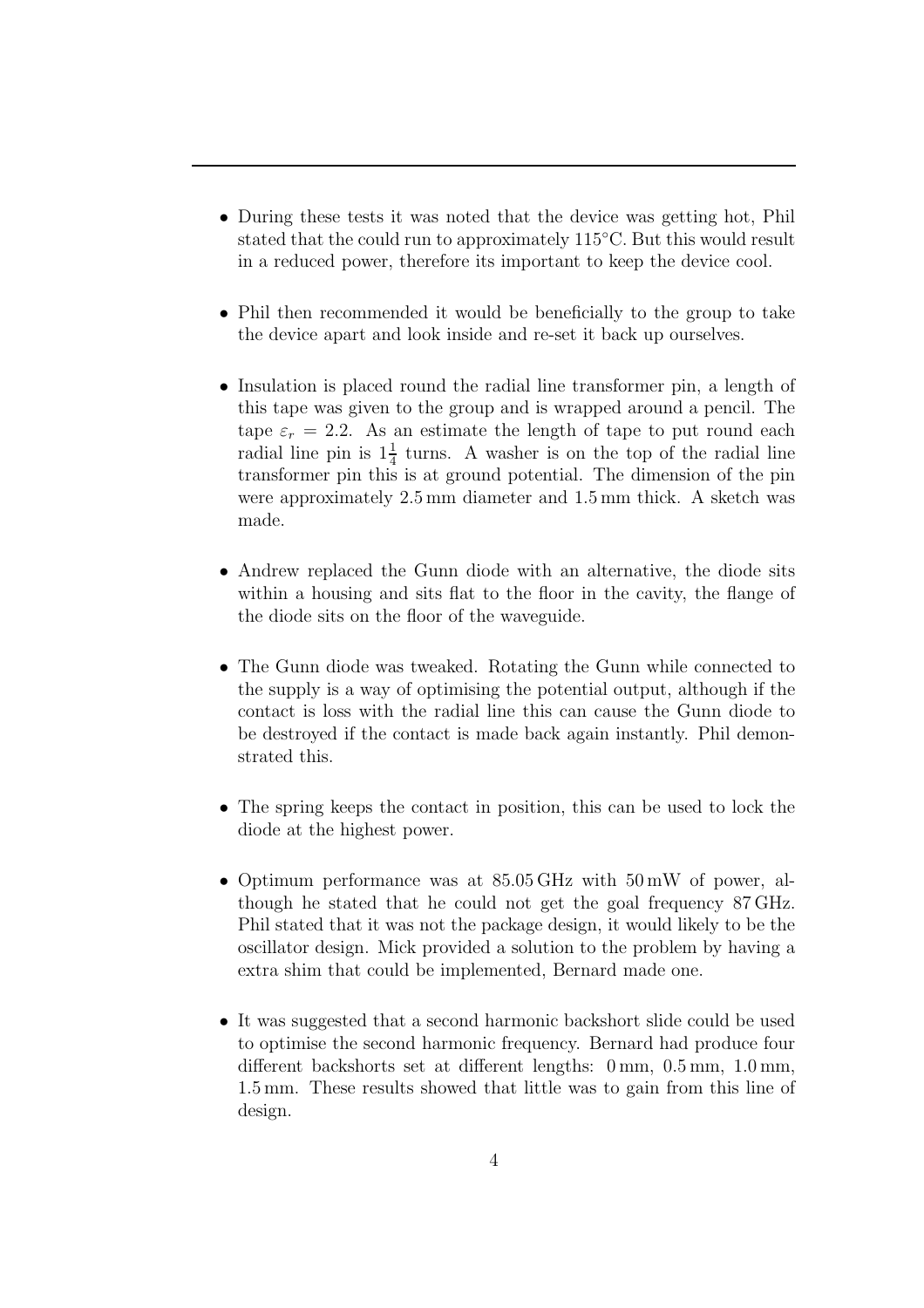- During these tests it was noted that the device was getting hot, Phil stated that the could run to approximately 115°C. But this would result in a reduced power, therefore its important to keep the device cool.

- Phil then recommended it would be beneficially to the group to take the device apart and look inside and re-set it back up ourselves.

- Insulation is placed round the radial line transformer pin, a length of this tape was given to the group and is wrapped around a pencil. The tape $\varepsilon_r = 2.2$. As an estimate the length of tape to put round each radial line pin is $1\frac{1}{4}$ turns. A washer is on the top of the radial line transformer pin this is at ground potential. The dimension of the pin were approximately 2.5 mm diameter and 1.5 mm thick. A sketch was made.

- Andrew replaced the Gunn diode with an alternative, the diode sits within a housing and sits flat to the floor in the cavity, the flange of the diode sits on the floor of the waveguide.

- The Gunn diode was tweaked. Rotating the Gunn while connected to the supply is a way of optimising the potential output, although if the contact is loss with the radial line this can cause the Gunn diode to be destroyed if the contact is made back again instantly. Phil demonstrated this.

- The spring keeps the contact in position, this can be used to lock the diode at the highest power.

- Optimum performance was at 85.05 GHz with 50 mW of power, although he stated that he could not get the goal frequency 87 GHz. Phil stated that it was not the package design, it would likely to be the oscillator design. Mick provided a solution to the problem by having a extra shim that could be implemented, Bernard made one.

- It was suggested that a second harmonic backshort slide could be used to optimise the second harmonic frequency. Bernard had produce four different backshorts set at different lengths: 0 mm, 0.5 mm, 1.0 mm, 1.5 mm. These results showed that little was to gain from this line of design.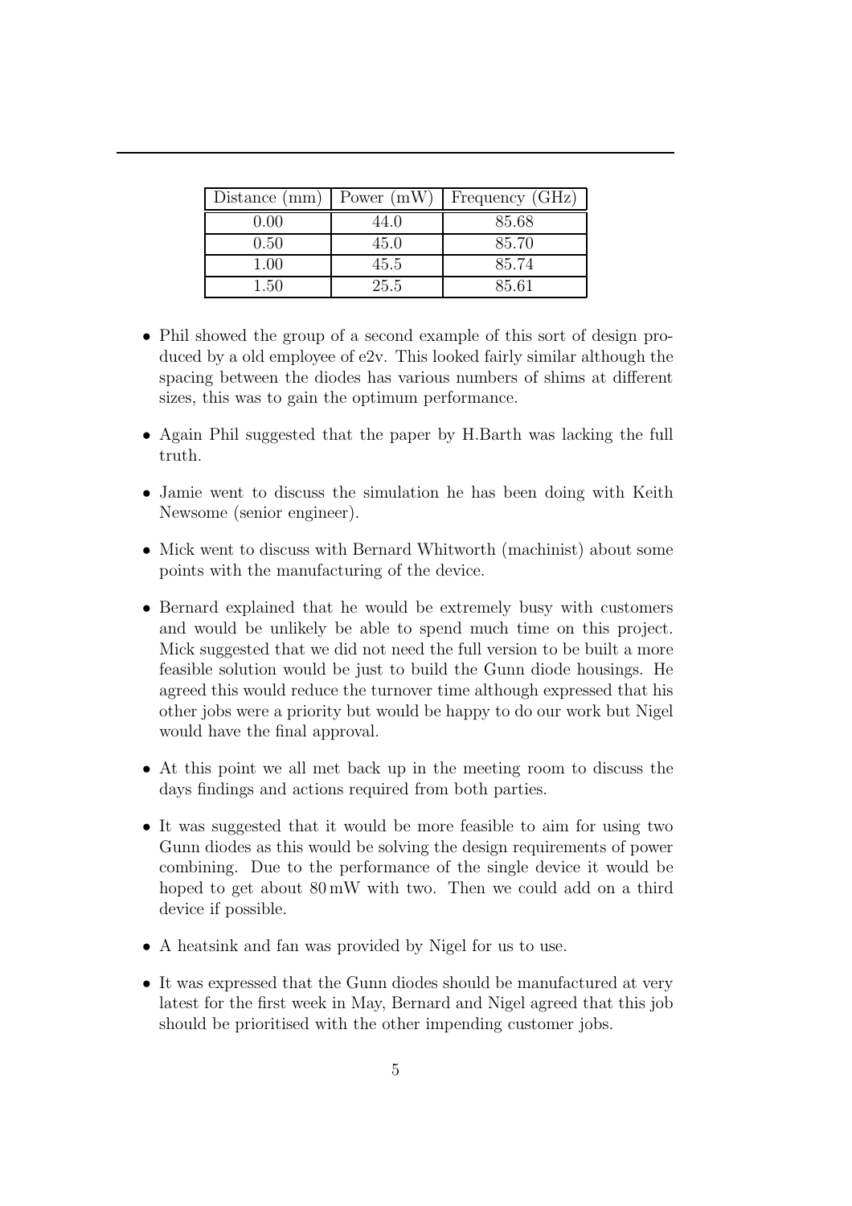| Distance (mm) | Power (mW) | Frequency (GHz) |
|---|---|---|
| 0.00 | 44.0 | 85.68 |
| 0.50 | 45.0 | 85.70 |
| 1.00 | 45.5 | 85.74 |
| 1.50 | 25.5 | 85.61 |

- Phil showed the group of a second example of this sort of design produced by a old employee of e2v. This looked fairly similar although the spacing between the diodes has various numbers of shims at different sizes, this was to gain the optimum performance.
- Again Phil suggested that the paper by H.Barth was lacking the full truth.
- Jamie went to discuss the simulation he has been doing with Keith Newsome (senior engineer).
- Mick went to discuss with Bernard Whitworth (machinist) about some points with the manufacturing of the device.
- Bernard explained that he would be extremely busy with customers and would be unlikely be able to spend much time on this project. Mick suggested that we did not need the full version to be built a more feasible solution would be just to build the Gunn diode housings. He agreed this would reduce the turnover time although expressed that his other jobs were a priority but would be happy to do our work but Nigel would have the final approval.
- At this point we all met back up in the meeting room to discuss the days findings and actions required from both parties.
- It was suggested that it would be more feasible to aim for using two Gunn diodes as this would be solving the design requirements of power combining. Due to the performance of the single device it would be hoped to get about 80 mW with two. Then we could add on a third device if possible.
- A heatsink and fan was provided by Nigel for us to use.
- It was expressed that the Gunn diodes should be manufactured at very latest for the first week in May, Bernard and Nigel agreed that this job should be prioritised with the other impending customer jobs.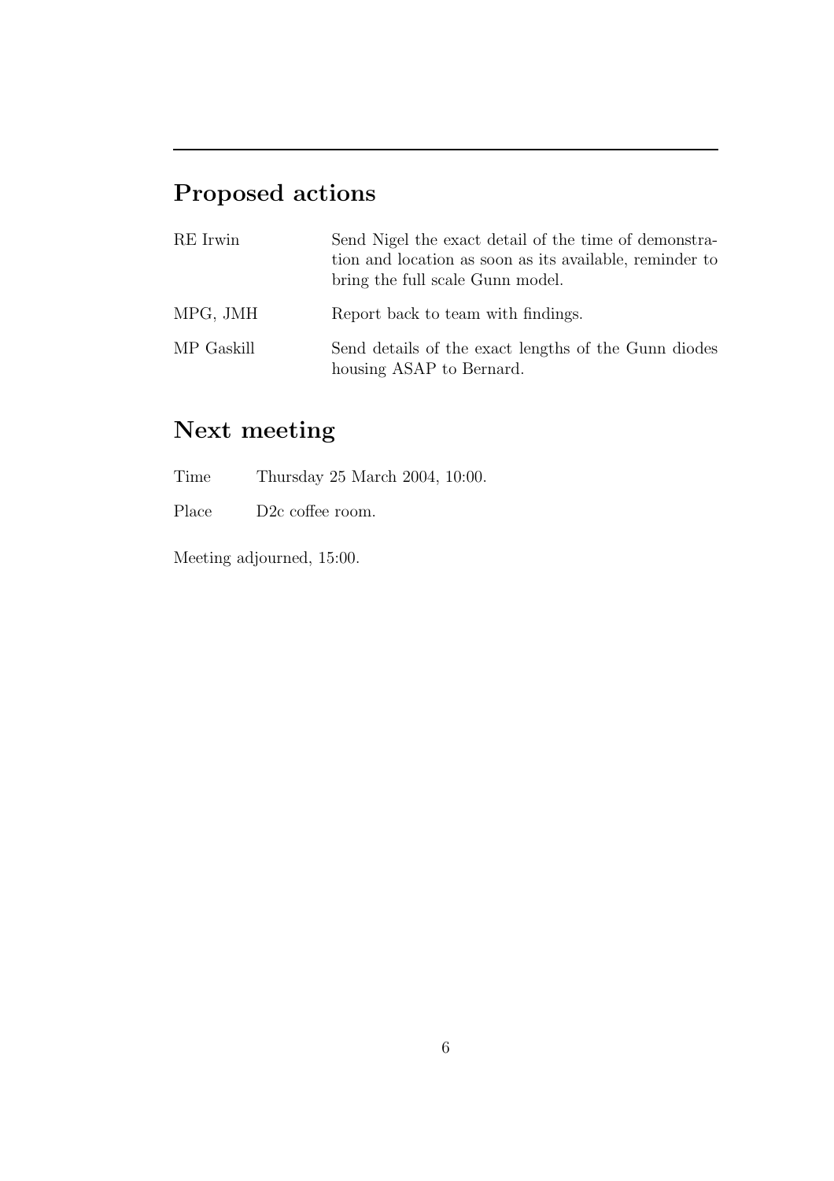---

## Proposed actions

| | |
|---|---|
| RE Irwin | Send Nigel the exact detail of the time of demonstration and location as soon as its available, reminder to bring the full scale Gunn model. |
| MPG, JMH | Report back to team with findings. |
| MP Gaskill | Send details of the exact lengths of the Gunn diodes housing ASAP to Bernard. |

## Next meeting

| | |
|---|---|
| Time | Thursday 25 March 2004, 10:00. |
| Place | D2c coffee room. |

Meeting adjourned, 15:00.